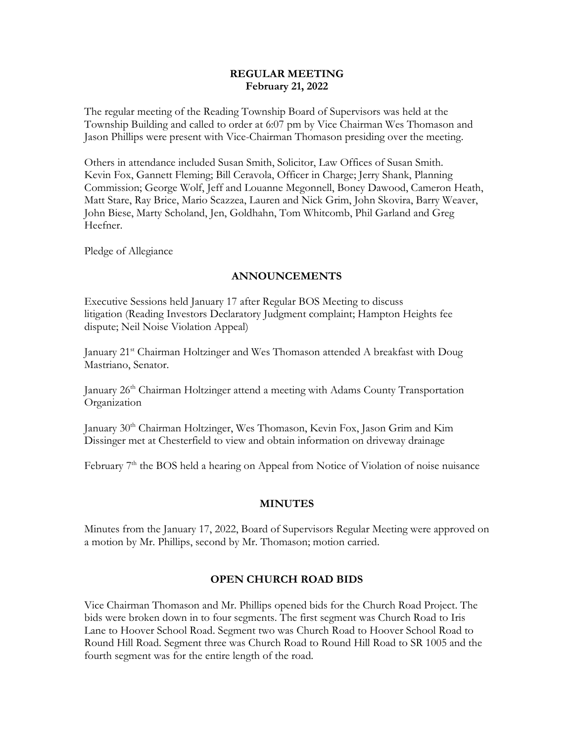**REGULAR MEETING**
**February 21, 2022**

The regular meeting of the Reading Township Board of Supervisors was held at the Township Building and called to order at 6:07 pm by Vice Chairman Wes Thomason and Jason Phillips were present with Vice-Chairman Thomason presiding over the meeting.

Others in attendance included Susan Smith, Solicitor, Law Offices of Susan Smith. Kevin Fox, Gannett Fleming; Bill Ceravola, Officer in Charge; Jerry Shank, Planning Commission; George Wolf, Jeff and Louanne Megonnell, Boney Dawood, Cameron Heath, Matt Stare, Ray Brice, Mario Scazzea, Lauren and Nick Grim, John Skovira, Barry Weaver, John Biese, Marty Scholand, Jen, Goldhahn, Tom Whitcomb, Phil Garland and Greg Heefner.

Pledge of Allegiance

## ANNOUNCEMENTS

Executive Sessions held January 17 after Regular BOS Meeting to discuss litigation (Reading Investors Declaratory Judgment complaint; Hampton Heights fee dispute; Neil Noise Violation Appeal)

January 21st Chairman Holtzinger and Wes Thomason attended A breakfast with Doug Mastriano, Senator.

January 26th Chairman Holtzinger attend a meeting with Adams County Transportation Organization

January 30th Chairman Holtzinger, Wes Thomason, Kevin Fox, Jason Grim and Kim Dissinger met at Chesterfield to view and obtain information on driveway drainage

February 7th the BOS held a hearing on Appeal from Notice of Violation of noise nuisance

## MINUTES

Minutes from the January 17, 2022, Board of Supervisors Regular Meeting were approved on a motion by Mr. Phillips, second by Mr. Thomason; motion carried.

## OPEN CHURCH ROAD BIDS

Vice Chairman Thomason and Mr. Phillips opened bids for the Church Road Project. The bids were broken down in to four segments. The first segment was Church Road to Iris Lane to Hoover School Road. Segment two was Church Road to Hoover School Road to Round Hill Road. Segment three was Church Road to Round Hill Road to SR 1005 and the fourth segment was for the entire length of the road.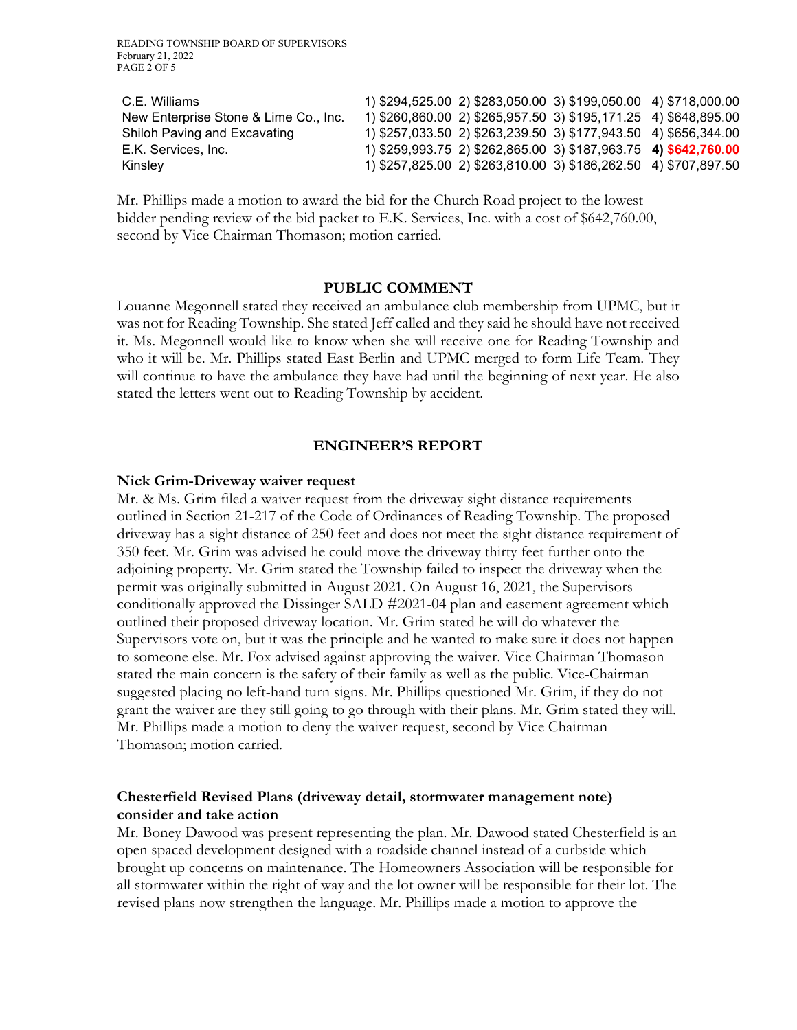| | |
|---|---|
| C.E. Williams | 1) $294,525.00 2) $283,050.00 3) $199,050.00 4) $718,000.00 |
| New Enterprise Stone & Lime Co., Inc. | 1) $260,860.00 2) $265,957.50 3) $195,171.25 4) $648,895.00 |
| Shiloh Paving and Excavating | 1) $257,033.50 2) $263,239.50 3) $177,943.50 4) $656,344.00 |
| E.K. Services, Inc. | 1) $259,993.75 2) $262,865.00 3) $187,963.75 **4) $642,760.00** |
| Kinsley | 1) $257,825.00 2) $263,810.00 3) $186,262.50 4) $707,897.50 |

Mr. Phillips made a motion to award the bid for the Church Road project to the lowest bidder pending review of the bid packet to E.K. Services, Inc. with a cost of $642,760.00, second by Vice Chairman Thomason; motion carried.

## PUBLIC COMMENT

Louanne Megonnell stated they received an ambulance club membership from UPMC, but it was not for Reading Township. She stated Jeff called and they said he should have not received it. Ms. Megonnell would like to know when she will receive one for Reading Township and who it will be. Mr. Phillips stated East Berlin and UPMC merged to form Life Team. They will continue to have the ambulance they have had until the beginning of next year. He also stated the letters went out to Reading Township by accident.

## ENGINEER'S REPORT

### Nick Grim-Driveway waiver request

Mr. & Ms. Grim filed a waiver request from the driveway sight distance requirements outlined in Section 21-217 of the Code of Ordinances of Reading Township. The proposed driveway has a sight distance of 250 feet and does not meet the sight distance requirement of 350 feet. Mr. Grim was advised he could move the driveway thirty feet further onto the adjoining property. Mr. Grim stated the Township failed to inspect the driveway when the permit was originally submitted in August 2021. On August 16, 2021, the Supervisors conditionally approved the Dissinger SALD #2021-04 plan and easement agreement which outlined their proposed driveway location. Mr. Grim stated he will do whatever the Supervisors vote on, but it was the principle and he wanted to make sure it does not happen to someone else. Mr. Fox advised against approving the waiver. Vice Chairman Thomason stated the main concern is the safety of their family as well as the public. Vice-Chairman suggested placing no left-hand turn signs. Mr. Phillips questioned Mr. Grim, if they do not grant the waiver are they still going to go through with their plans. Mr. Grim stated they will. Mr. Phillips made a motion to deny the waiver request, second by Vice Chairman Thomason; motion carried.

### Chesterfield Revised Plans (driveway detail, stormwater management note) consider and take action

Mr. Boney Dawood was present representing the plan. Mr. Dawood stated Chesterfield is an open spaced development designed with a roadside channel instead of a curbside which brought up concerns on maintenance. The Homeowners Association will be responsible for all stormwater within the right of way and the lot owner will be responsible for their lot. The revised plans now strengthen the language. Mr. Phillips made a motion to approve the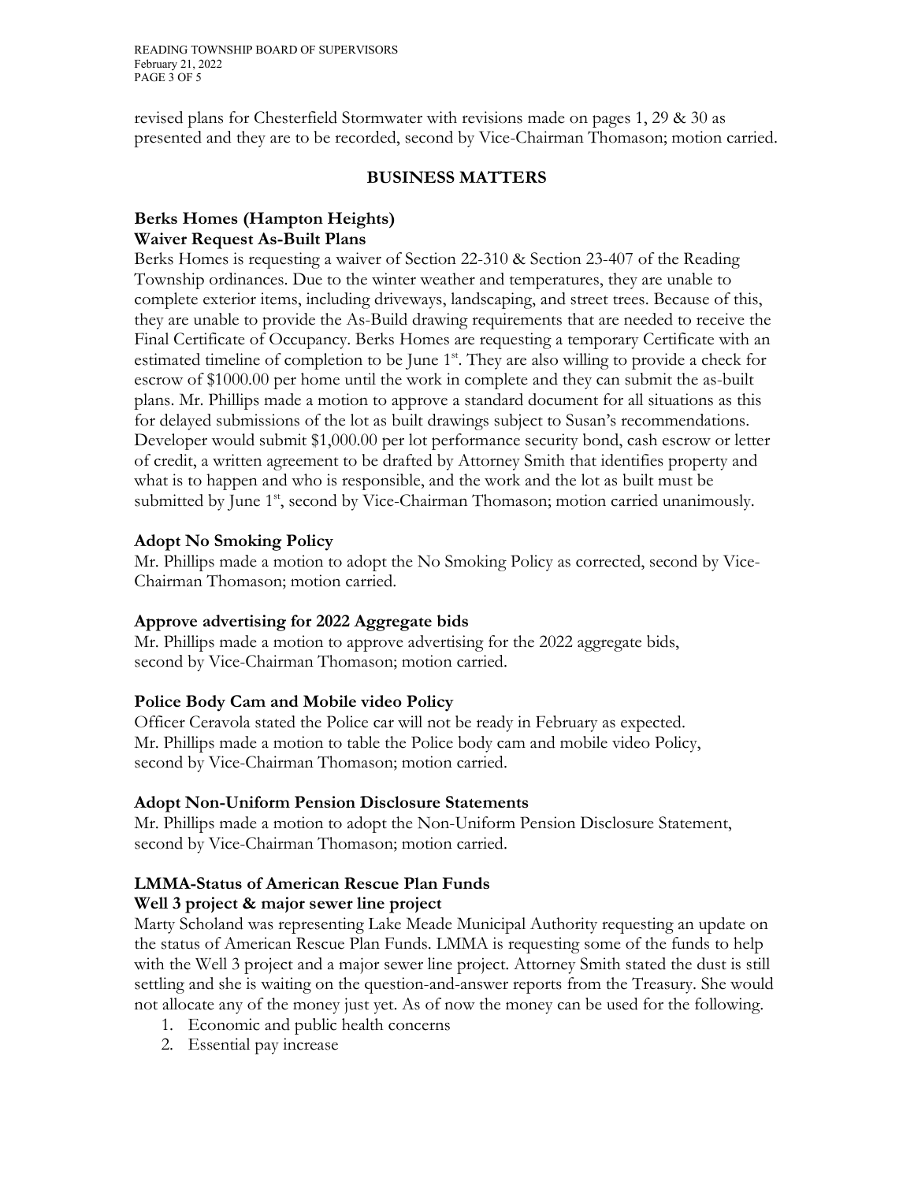revised plans for Chesterfield Stormwater with revisions made on pages 1, 29 & 30 as presented and they are to be recorded, second by Vice-Chairman Thomason; motion carried.

## BUSINESS MATTERS

### Berks Homes (Hampton Heights)
### Waiver Request As-Built Plans

Berks Homes is requesting a waiver of Section 22-310 & Section 23-407 of the Reading Township ordinances. Due to the winter weather and temperatures, they are unable to complete exterior items, including driveways, landscaping, and street trees. Because of this, they are unable to provide the As-Build drawing requirements that are needed to receive the Final Certificate of Occupancy. Berks Homes are requesting a temporary Certificate with an estimated timeline of completion to be June 1st. They are also willing to provide a check for escrow of $1000.00 per home until the work in complete and they can submit the as-built plans. Mr. Phillips made a motion to approve a standard document for all situations as this for delayed submissions of the lot as built drawings subject to Susan's recommendations. Developer would submit $1,000.00 per lot performance security bond, cash escrow or letter of credit, a written agreement to be drafted by Attorney Smith that identifies property and what is to happen and who is responsible, and the work and the lot as built must be submitted by June 1st, second by Vice-Chairman Thomason; motion carried unanimously.

### Adopt No Smoking Policy

Mr. Phillips made a motion to adopt the No Smoking Policy as corrected, second by Vice-Chairman Thomason; motion carried.

### Approve advertising for 2022 Aggregate bids

Mr. Phillips made a motion to approve advertising for the 2022 aggregate bids, second by Vice-Chairman Thomason; motion carried.

### Police Body Cam and Mobile video Policy

Officer Ceravola stated the Police car will not be ready in February as expected. Mr. Phillips made a motion to table the Police body cam and mobile video Policy, second by Vice-Chairman Thomason; motion carried.

### Adopt Non-Uniform Pension Disclosure Statements

Mr. Phillips made a motion to adopt the Non-Uniform Pension Disclosure Statement, second by Vice-Chairman Thomason; motion carried.

### LMMA-Status of American Rescue Plan Funds
### Well 3 project & major sewer line project

Marty Scholand was representing Lake Meade Municipal Authority requesting an update on the status of American Rescue Plan Funds. LMMA is requesting some of the funds to help with the Well 3 project and a major sewer line project. Attorney Smith stated the dust is still settling and she is waiting on the question-and-answer reports from the Treasury. She would not allocate any of the money just yet. As of now the money can be used for the following.

1. Economic and public health concerns
2. Essential pay increase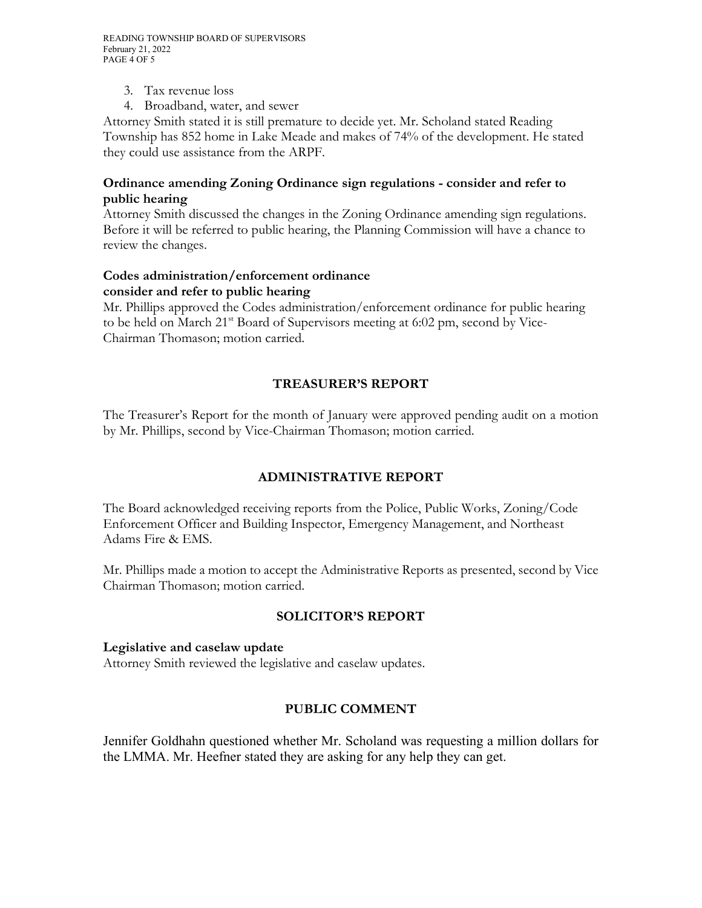3. Tax revenue loss
4. Broadband, water, and sewer

Attorney Smith stated it is still premature to decide yet. Mr. Scholand stated Reading Township has 852 home in Lake Meade and makes of 74% of the development. He stated they could use assistance from the ARPF.

**Ordinance amending Zoning Ordinance sign regulations - consider and refer to public hearing**

Attorney Smith discussed the changes in the Zoning Ordinance amending sign regulations. Before it will be referred to public hearing, the Planning Commission will have a chance to review the changes.

**Codes administration/enforcement ordinance consider and refer to public hearing**

Mr. Phillips approved the Codes administration/enforcement ordinance for public hearing to be held on March 21st Board of Supervisors meeting at 6:02 pm, second by Vice-Chairman Thomason; motion carried.

## TREASURER'S REPORT

The Treasurer's Report for the month of January were approved pending audit on a motion by Mr. Phillips, second by Vice-Chairman Thomason; motion carried.

## ADMINISTRATIVE REPORT

The Board acknowledged receiving reports from the Police, Public Works, Zoning/Code Enforcement Officer and Building Inspector, Emergency Management, and Northeast Adams Fire & EMS.

Mr. Phillips made a motion to accept the Administrative Reports as presented, second by Vice Chairman Thomason; motion carried.

## SOLICITOR'S REPORT

**Legislative and caselaw update**

Attorney Smith reviewed the legislative and caselaw updates.

## PUBLIC COMMENT

Jennifer Goldhahn questioned whether Mr. Scholand was requesting a million dollars for the LMMA. Mr. Heefner stated they are asking for any help they can get.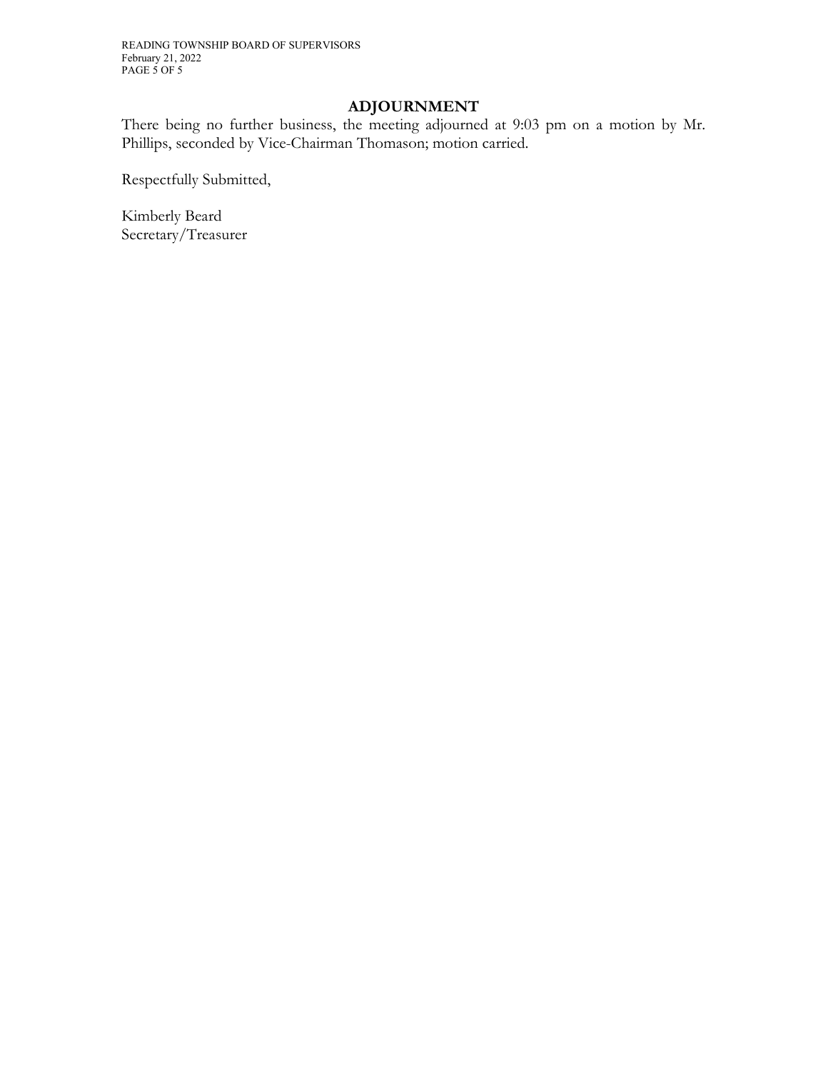## ADJOURNMENT

There being no further business, the meeting adjourned at 9:03 pm on a motion by Mr. Phillips, seconded by Vice-Chairman Thomason; motion carried.

Respectfully Submitted,

Kimberly Beard
Secretary/Treasurer